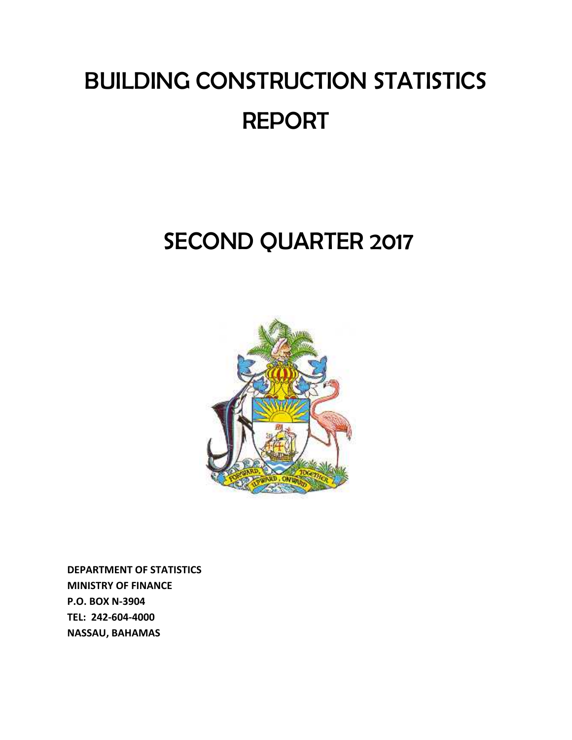# BUILDING CONSTRUCTION STATISTICS REPORT

# SECOND QUARTER 2017

**DEPARTMENT OF STATISTICS**
**MINISTRY OF FINANCE**
**P.O. BOX N-3904**
**TEL: 242-604-4000**
**NASSAU, BAHAMAS**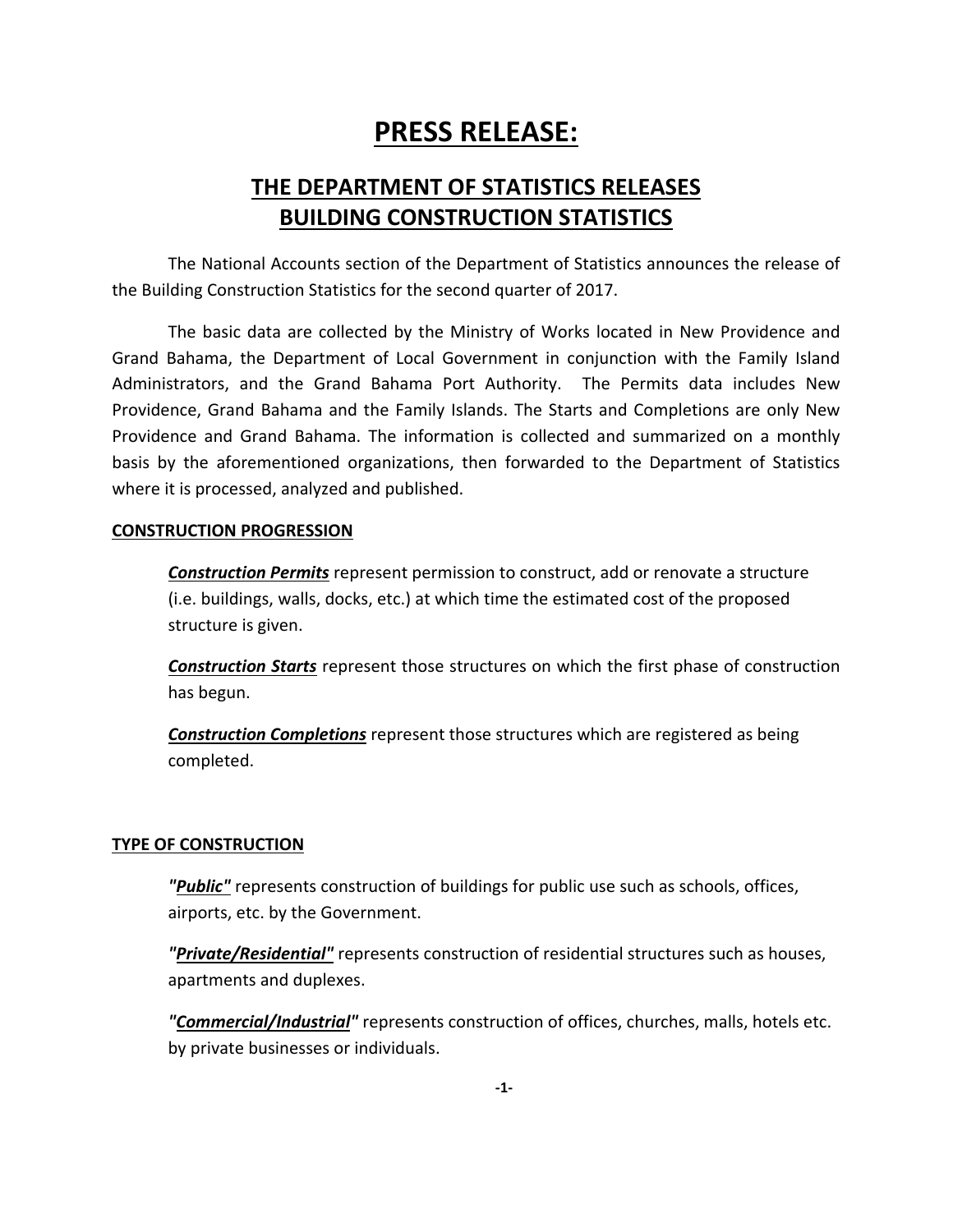# PRESS RELEASE:

## THE DEPARTMENT OF STATISTICS RELEASES BUILDING CONSTRUCTION STATISTICS

The National Accounts section of the Department of Statistics announces the release of the Building Construction Statistics for the second quarter of 2017.

The basic data are collected by the Ministry of Works located in New Providence and Grand Bahama, the Department of Local Government in conjunction with the Family Island Administrators, and the Grand Bahama Port Authority. The Permits data includes New Providence, Grand Bahama and the Family Islands. The Starts and Completions are only New Providence and Grand Bahama. The information is collected and summarized on a monthly basis by the aforementioned organizations, then forwarded to the Department of Statistics where it is processed, analyzed and published.

**CONSTRUCTION PROGRESSION**

***Construction Permits*** represent permission to construct, add or renovate a structure (i.e. buildings, walls, docks, etc.) at which time the estimated cost of the proposed structure is given.

***Construction Starts*** represent those structures on which the first phase of construction has begun.

***Construction Completions*** represent those structures which are registered as being completed.

**TYPE OF CONSTRUCTION**

***"Public"*** represents construction of buildings for public use such as schools, offices, airports, etc. by the Government.

***"Private/Residential"*** represents construction of residential structures such as houses, apartments and duplexes.

***"Commercial/Industrial"*** represents construction of offices, churches, malls, hotels etc. by private businesses or individuals.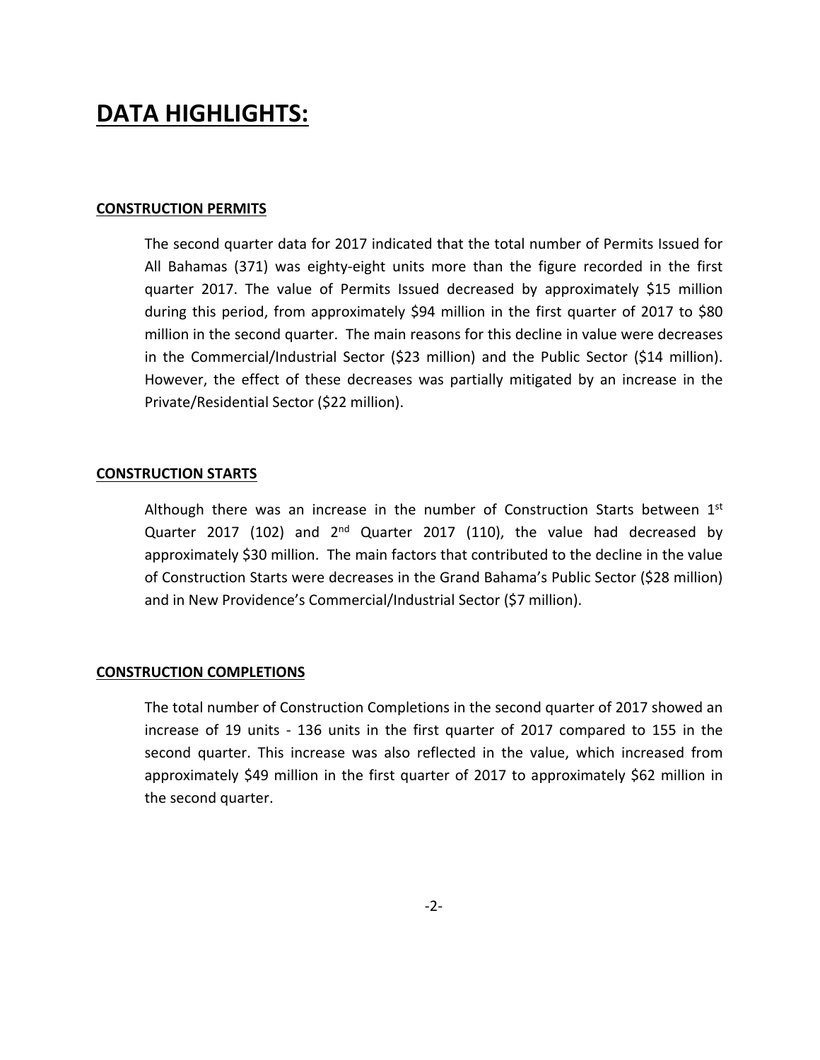# DATA HIGHLIGHTS:

## CONSTRUCTION PERMITS

The second quarter data for 2017 indicated that the total number of Permits Issued for All Bahamas (371) was eighty-eight units more than the figure recorded in the first quarter 2017. The value of Permits Issued decreased by approximately $15 million during this period, from approximately $94 million in the first quarter of 2017 to $80 million in the second quarter. The main reasons for this decline in value were decreases in the Commercial/Industrial Sector ($23 million) and the Public Sector ($14 million). However, the effect of these decreases was partially mitigated by an increase in the Private/Residential Sector ($22 million).

## CONSTRUCTION STARTS

Although there was an increase in the number of Construction Starts between 1st Quarter 2017 (102) and 2nd Quarter 2017 (110), the value had decreased by approximately $30 million. The main factors that contributed to the decline in the value of Construction Starts were decreases in the Grand Bahama's Public Sector ($28 million) and in New Providence's Commercial/Industrial Sector ($7 million).

## CONSTRUCTION COMPLETIONS

The total number of Construction Completions in the second quarter of 2017 showed an increase of 19 units - 136 units in the first quarter of 2017 compared to 155 in the second quarter. This increase was also reflected in the value, which increased from approximately $49 million in the first quarter of 2017 to approximately $62 million in the second quarter.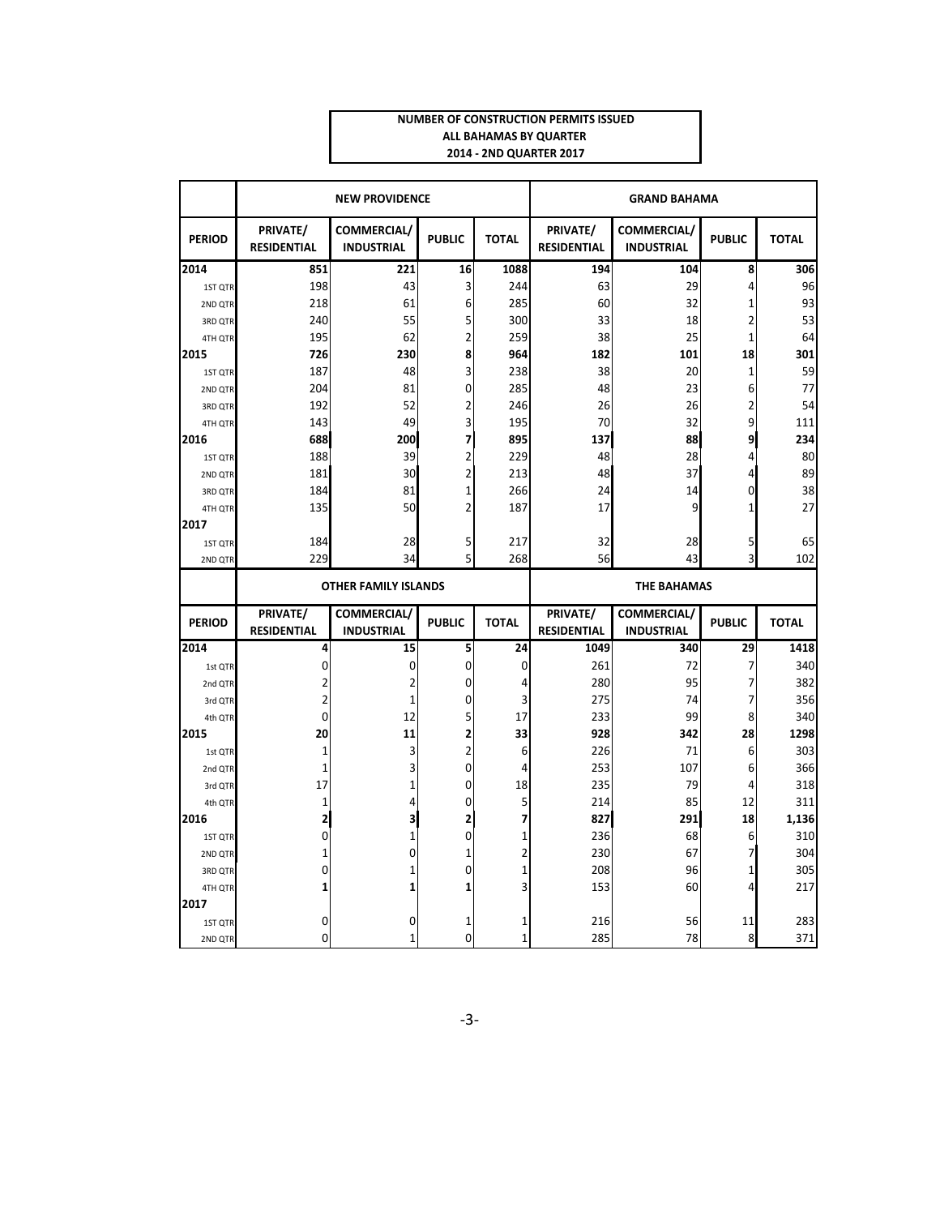**NUMBER OF CONSTRUCTION PERMITS ISSUED**
**ALL BAHAMAS BY QUARTER**
**2014 - 2ND QUARTER 2017**

| | NEW PROVIDENCE | | | | GRAND BAHAMA | | | |
|---|---|---|---|---|---|---|---|---|
| PERIOD | PRIVATE/ RESIDENTIAL | COMMERCIAL/ INDUSTRIAL | PUBLIC | TOTAL | PRIVATE/ RESIDENTIAL | COMMERCIAL/ INDUSTRIAL | PUBLIC | TOTAL |
| **2014** | **851** | **221** | **16** | **1088** | **194** | **104** | **8** | **306** |
| 1ST QTR | 198 | 43 | 3 | 244 | 63 | 29 | 4 | 96 |
| 2ND QTR | 218 | 61 | 6 | 285 | 60 | 32 | 1 | 93 |
| 3RD QTR | 240 | 55 | 5 | 300 | 33 | 18 | 2 | 53 |
| 4TH QTR | 195 | 62 | 2 | 259 | 38 | 25 | 1 | 64 |
| **2015** | **726** | **230** | **8** | **964** | **182** | **101** | **18** | **301** |
| 1ST QTR | 187 | 48 | 3 | 238 | 38 | 20 | 1 | 59 |
| 2ND QTR | 204 | 81 | 0 | 285 | 48 | 23 | 6 | 77 |
| 3RD QTR | 192 | 52 | 2 | 246 | 26 | 26 | 2 | 54 |
| 4TH QTR | 143 | 49 | 3 | 195 | 70 | 32 | 9 | 111 |
| **2016** | **688** | **200** | **7** | **895** | **137** | **88** | **9** | **234** |
| 1ST QTR | 188 | 39 | 2 | 229 | 48 | 28 | 4 | 80 |
| 2ND QTR | 181 | 30 | 2 | 213 | 48 | 37 | 4 | 89 |
| 3RD QTR | 184 | 81 | 1 | 266 | 24 | 14 | 0 | 38 |
| 4TH QTR | 135 | 50 | 2 | 187 | 17 | 9 | 1 | 27 |
| **2017** | | | | | | | | |
| 1ST QTR | 184 | 28 | 5 | 217 | 32 | 28 | 5 | 65 |
| 2ND QTR | 229 | 34 | 5 | 268 | 56 | 43 | 3 | 102 |
| | **OTHER FAMILY ISLANDS** | | | | **THE BAHAMAS** | | | |
| PERIOD | PRIVATE/ RESIDENTIAL | COMMERCIAL/ INDUSTRIAL | PUBLIC | TOTAL | PRIVATE/ RESIDENTIAL | COMMERCIAL/ INDUSTRIAL | PUBLIC | TOTAL |
| **2014** | **4** | **15** | **5** | **24** | **1049** | **340** | **29** | **1418** |
| 1st QTR | 0 | 0 | 0 | 0 | 261 | 72 | 7 | 340 |
| 2nd QTR | 2 | 2 | 0 | 4 | 280 | 95 | 7 | 382 |
| 3rd QTR | 2 | 1 | 0 | 3 | 275 | 74 | 7 | 356 |
| 4th QTR | 0 | 12 | 5 | 17 | 233 | 99 | 8 | 340 |
| **2015** | **20** | **11** | **2** | **33** | **928** | **342** | **28** | **1298** |
| 1st QTR | 1 | 3 | 2 | 6 | 226 | 71 | 6 | 303 |
| 2nd QTR | 1 | 3 | 0 | 4 | 253 | 107 | 6 | 366 |
| 3rd QTR | 17 | 1 | 0 | 18 | 235 | 79 | 4 | 318 |
| 4th QTR | 1 | 4 | 0 | 5 | 214 | 85 | 12 | 311 |
| **2016** | **2** | **3** | **2** | **7** | **827** | **291** | **18** | **1,136** |
| 1ST QTR | 0 | 1 | 0 | 1 | 236 | 68 | 6 | 310 |
| 2ND QTR | 1 | 0 | 1 | 2 | 230 | 67 | 7 | 304 |
| 3RD QTR | 0 | 1 | 0 | 1 | 208 | 96 | 1 | 305 |
| 4TH QTR | 1 | 1 | 1 | 3 | 153 | 60 | 4 | 217 |
| **2017** | | | | | | | | |
| 1ST QTR | 0 | 0 | 1 | 1 | 216 | 56 | 11 | 283 |
| 2ND QTR | 0 | 1 | 0 | 1 | 285 | 78 | 8 | 371 |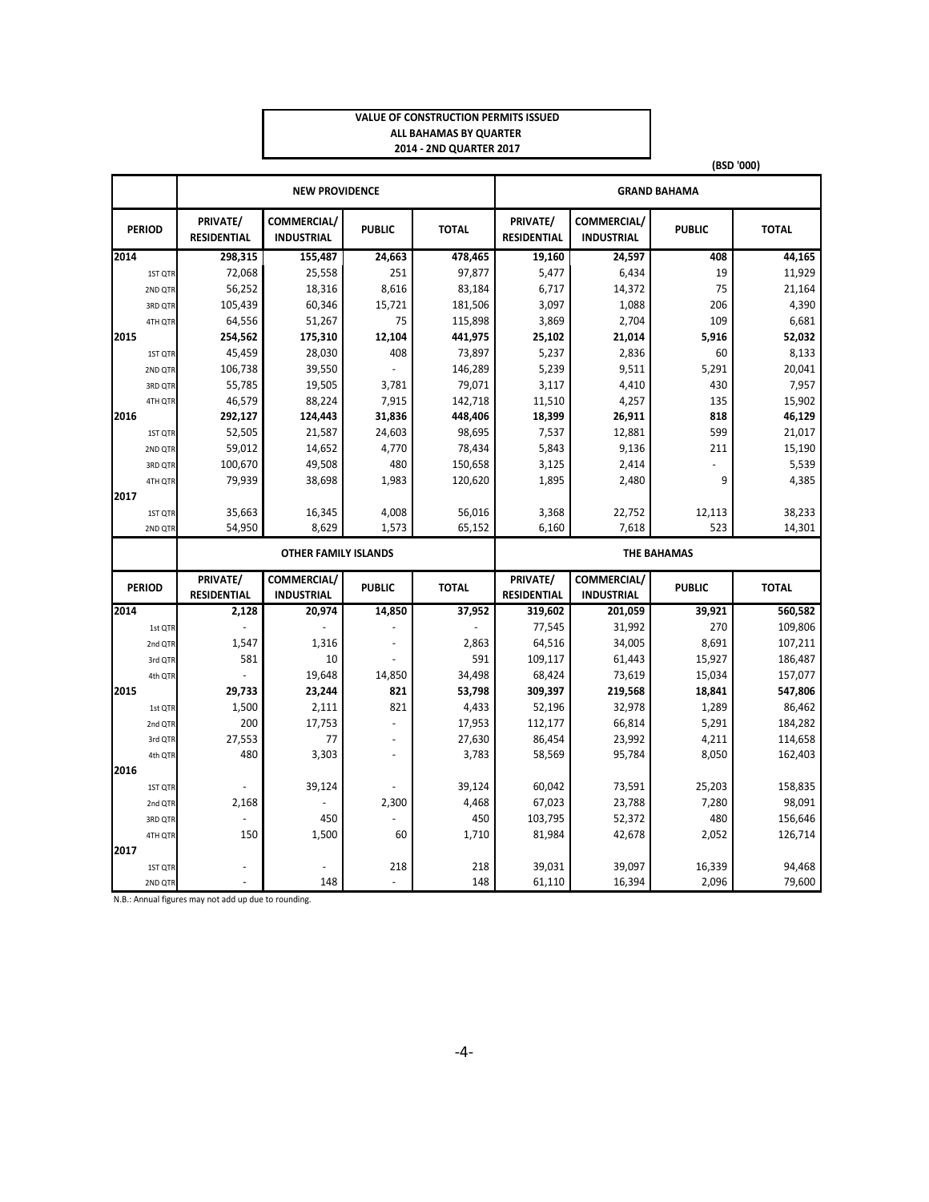**VALUE OF CONSTRUCTION PERMITS ISSUED**
**ALL BAHAMAS BY QUARTER**
**2014 - 2ND QUARTER 2017**

(BSD '000)

| | NEW PROVIDENCE | | | | GRAND BAHAMA | | | |
|---|---|---|---|---|---|---|---|---|
| PERIOD | PRIVATE/ RESIDENTIAL | COMMERCIAL/ INDUSTRIAL | PUBLIC | TOTAL | PRIVATE/ RESIDENTIAL | COMMERCIAL/ INDUSTRIAL | PUBLIC | TOTAL |
| **2014** | **298,315** | **155,487** | **24,663** | **478,465** | **19,160** | **24,597** | **408** | **44,165** |
| 1ST QTR | 72,068 | 25,558 | 251 | 97,877 | 5,477 | 6,434 | 19 | 11,929 |
| 2ND QTR | 56,252 | 18,316 | 8,616 | 83,184 | 6,717 | 14,372 | 75 | 21,164 |
| 3RD QTR | 105,439 | 60,346 | 15,721 | 181,506 | 3,097 | 1,088 | 206 | 4,390 |
| 4TH QTR | 64,556 | 51,267 | 75 | 115,898 | 3,869 | 2,704 | 109 | 6,681 |
| **2015** | **254,562** | **175,310** | **12,104** | **441,975** | **25,102** | **21,014** | **5,916** | **52,032** |
| 1ST QTR | 45,459 | 28,030 | 408 | 73,897 | 5,237 | 2,836 | 60 | 8,133 |
| 2ND QTR | 106,738 | 39,550 | - | 146,289 | 5,239 | 9,511 | 5,291 | 20,041 |
| 3RD QTR | 55,785 | 19,505 | 3,781 | 79,071 | 3,117 | 4,410 | 430 | 7,957 |
| 4TH QTR | 46,579 | 88,224 | 7,915 | 142,718 | 11,510 | 4,257 | 135 | 15,902 |
| **2016** | **292,127** | **124,443** | **31,836** | **448,406** | **18,399** | **26,911** | **818** | **46,129** |
| 1ST QTR | 52,505 | 21,587 | 24,603 | 98,695 | 7,537 | 12,881 | 599 | 21,017 |
| 2ND QTR | 59,012 | 14,652 | 4,770 | 78,434 | 5,843 | 9,136 | 211 | 15,190 |
| 3RD QTR | 100,670 | 49,508 | 480 | 150,658 | 3,125 | 2,414 | - | 5,539 |
| 4TH QTR | 79,939 | 38,698 | 1,983 | 120,620 | 1,895 | 2,480 | 9 | 4,385 |
| **2017** | | | | | | | | |
| 1ST QTR | 35,663 | 16,345 | 4,008 | 56,016 | 3,368 | 22,752 | 12,113 | 38,233 |
| 2ND QTR | 54,950 | 8,629 | 1,573 | 65,152 | 6,160 | 7,618 | 523 | 14,301 |
| | **OTHER FAMILY ISLANDS** | | | | **THE BAHAMAS** | | | |
| **PERIOD** | **PRIVATE/ RESIDENTIAL** | **COMMERCIAL/ INDUSTRIAL** | **PUBLIC** | **TOTAL** | **PRIVATE/ RESIDENTIAL** | **COMMERCIAL/ INDUSTRIAL** | **PUBLIC** | **TOTAL** |
| **2014** | **2,128** | **20,974** | **14,850** | **37,952** | **319,602** | **201,059** | **39,921** | **560,582** |
| 1st QTR | - | - | - | - | 77,545 | 31,992 | 270 | 109,806 |
| 2nd QTR | 1,547 | 1,316 | - | 2,863 | 64,516 | 34,005 | 8,691 | 107,211 |
| 3rd QTR | 581 | 10 | - | 591 | 109,117 | 61,443 | 15,927 | 186,487 |
| 4th QTR | - | 19,648 | 14,850 | 34,498 | 68,424 | 73,619 | 15,034 | 157,077 |
| **2015** | **29,733** | **23,244** | **821** | **53,798** | **309,397** | **219,568** | **18,841** | **547,806** |
| 1st QTR | 1,500 | 2,111 | 821 | 4,433 | 52,196 | 32,978 | 1,289 | 86,462 |
| 2nd QTR | 200 | 17,753 | - | 17,953 | 112,177 | 66,814 | 5,291 | 184,282 |
| 3rd QTR | 27,553 | 77 | - | 27,630 | 86,454 | 23,992 | 4,211 | 114,658 |
| 4th QTR | 480 | 3,303 | - | 3,783 | 58,569 | 95,784 | 8,050 | 162,403 |
| **2016** | | | | | | | | |
| 1ST QTR | - | 39,124 | - | 39,124 | 60,042 | 73,591 | 25,203 | 158,835 |
| 2nd QTR | 2,168 | - | 2,300 | 4,468 | 67,023 | 23,788 | 7,280 | 98,091 |
| 3RD QTR | - | 450 | - | 450 | 103,795 | 52,372 | 480 | 156,646 |
| 4TH QTR | 150 | 1,500 | 60 | 1,710 | 81,984 | 42,678 | 2,052 | 126,714 |
| **2017** | | | | | | | | |
| 1ST QTR | - | - | 218 | 218 | 39,031 | 39,097 | 16,339 | 94,468 |
| 2ND QTR | - | 148 | - | 148 | 61,110 | 16,394 | 2,096 | 79,600 |

N.B.: Annual figures may not add up due to rounding.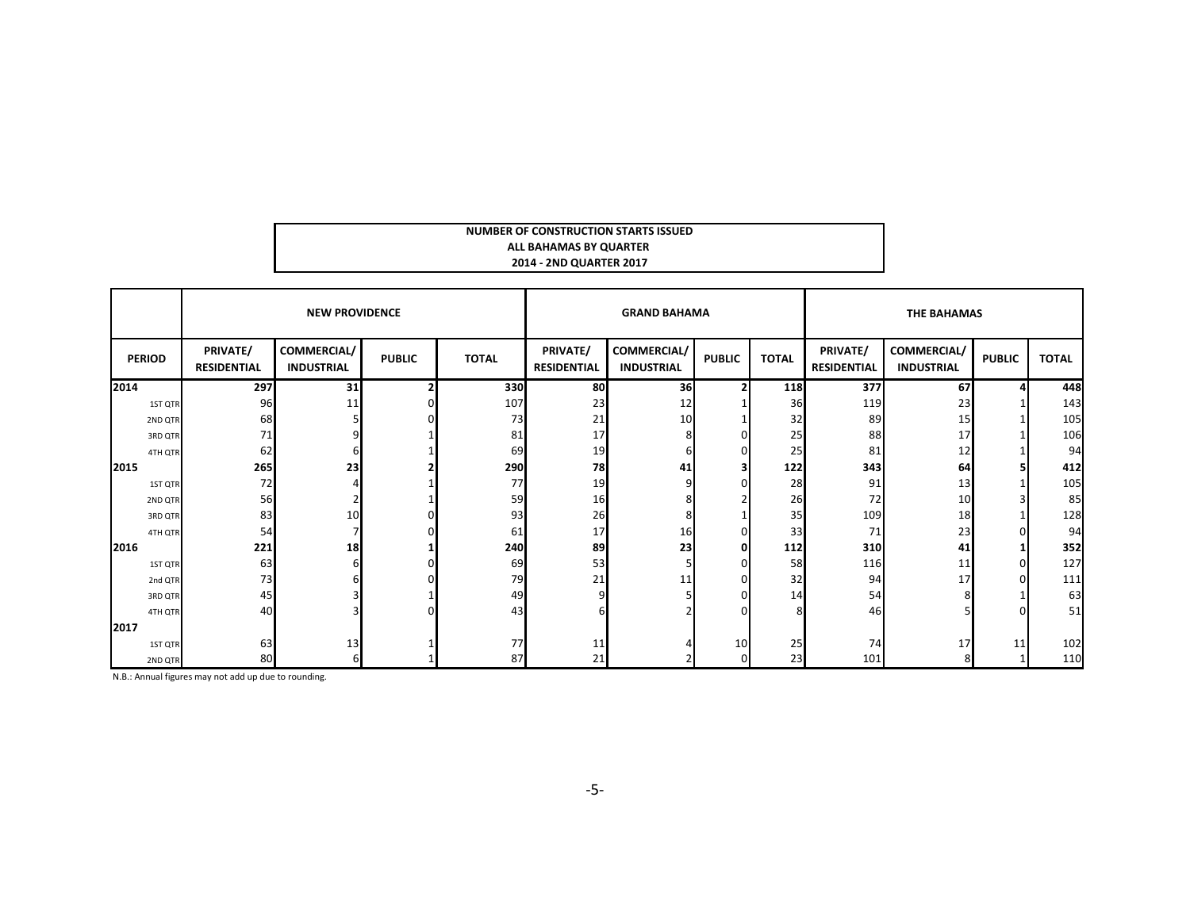**NUMBER OF CONSTRUCTION STARTS ISSUED**
**ALL BAHAMAS BY QUARTER**
**2014 - 2ND QUARTER 2017**

| | NEW PROVIDENCE | | | | GRAND BAHAMA | | | | THE BAHAMAS | | | |
|---|---|---|---|---|---|---|---|---|---|---|---|---|
| PERIOD | PRIVATE/ RESIDENTIAL | COMMERCIAL/ INDUSTRIAL | PUBLIC | TOTAL | PRIVATE/ RESIDENTIAL | COMMERCIAL/ INDUSTRIAL | PUBLIC | TOTAL | PRIVATE/ RESIDENTIAL | COMMERCIAL/ INDUSTRIAL | PUBLIC | TOTAL |
| **2014** | **297** | **31** | **2** | **330** | **80** | **36** | **2** | **118** | **377** | **67** | **4** | **448** |
| 1ST QTR | 96 | 11 | 0 | 107 | 23 | 12 | 1 | 36 | 119 | 23 | 1 | 143 |
| 2ND QTR | 68 | 5 | 0 | 73 | 21 | 10 | 1 | 32 | 89 | 15 | 1 | 105 |
| 3RD QTR | 71 | 9 | 1 | 81 | 17 | 8 | 0 | 25 | 88 | 17 | 1 | 106 |
| 4TH QTR | 62 | 6 | 1 | 69 | 19 | 6 | 0 | 25 | 81 | 12 | 1 | 94 |
| **2015** | **265** | **23** | **2** | **290** | **78** | **41** | **3** | **122** | **343** | **64** | **5** | **412** |
| 1ST QTR | 72 | 4 | 1 | 77 | 19 | 9 | 0 | 28 | 91 | 13 | 1 | 105 |
| 2ND QTR | 56 | 2 | 1 | 59 | 16 | 8 | 2 | 26 | 72 | 10 | 3 | 85 |
| 3RD QTR | 83 | 10 | 0 | 93 | 26 | 8 | 1 | 35 | 109 | 18 | 1 | 128 |
| 4TH QTR | 54 | 7 | 0 | 61 | 17 | 16 | 0 | 33 | 71 | 23 | 0 | 94 |
| **2016** | **221** | **18** | **1** | **240** | **89** | **23** | **0** | **112** | **310** | **41** | **1** | **352** |
| 1ST QTR | 63 | 6 | 0 | 69 | 53 | 5 | 0 | 58 | 116 | 11 | 0 | 127 |
| 2nd QTR | 73 | 6 | 0 | 79 | 21 | 11 | 0 | 32 | 94 | 17 | 0 | 111 |
| 3RD QTR | 45 | 3 | 1 | 49 | 9 | 5 | 0 | 14 | 54 | 8 | 1 | 63 |
| 4TH QTR | 40 | 3 | 0 | 43 | 6 | 2 | 0 | 8 | 46 | 5 | 0 | 51 |
| **2017** | | | | | | | | | | | | |
| 1ST QTR | 63 | 13 | 1 | 77 | 11 | 4 | 10 | 25 | 74 | 17 | 11 | 102 |
| 2ND QTR | 80 | 6 | 1 | 87 | 21 | 2 | 0 | 23 | 101 | 8 | 1 | 110 |

N.B.: Annual figures may not add up due to rounding.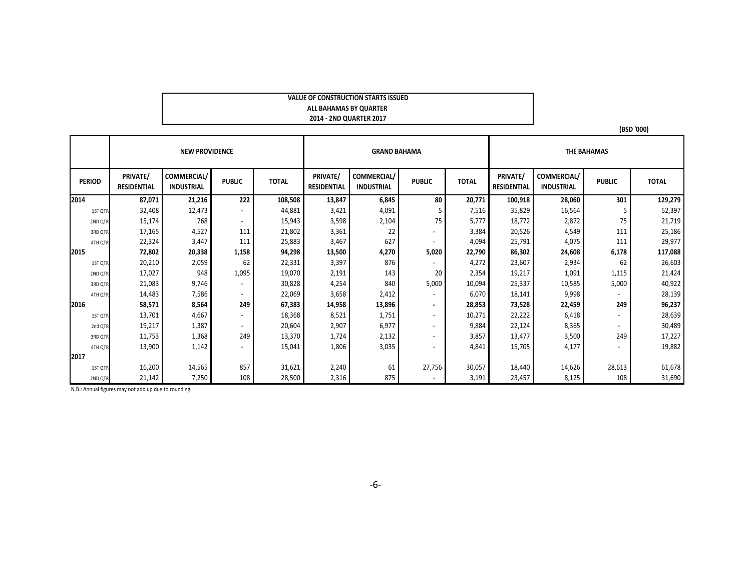**VALUE OF CONSTRUCTION STARTS ISSUED**
**ALL BAHAMAS BY QUARTER**
**2014 - 2ND QUARTER 2017**

(BSD '000)

| | NEW PROVIDENCE | | | | GRAND BAHAMA | | | | THE BAHAMAS | | | |
|---|---|---|---|---|---|---|---|---|---|---|---|---|
| PERIOD | PRIVATE/ RESIDENTIAL | COMMERCIAL/ INDUSTRIAL | PUBLIC | TOTAL | PRIVATE/ RESIDENTIAL | COMMERCIAL/ INDUSTRIAL | PUBLIC | TOTAL | PRIVATE/ RESIDENTIAL | COMMERCIAL/ INDUSTRIAL | PUBLIC | TOTAL |
| **2014** | **87,071** | **21,216** | **222** | **108,508** | **13,847** | **6,845** | **80** | **20,771** | **100,918** | **28,060** | **301** | **129,279** |
| 1ST QTR | 32,408 | 12,473 | - | 44,881 | 3,421 | 4,091 | 5 | 7,516 | 35,829 | 16,564 | 5 | 52,397 |
| 2ND QTR | 15,174 | 768 | - | 15,943 | 3,598 | 2,104 | 75 | 5,777 | 18,772 | 2,872 | 75 | 21,719 |
| 3RD QTR | 17,165 | 4,527 | 111 | 21,802 | 3,361 | 22 | - | 3,384 | 20,526 | 4,549 | 111 | 25,186 |
| 4TH QTR | 22,324 | 3,447 | 111 | 25,883 | 3,467 | 627 | - | 4,094 | 25,791 | 4,075 | 111 | 29,977 |
| **2015** | **72,802** | **20,338** | **1,158** | **94,298** | **13,500** | **4,270** | **5,020** | **22,790** | **86,302** | **24,608** | **6,178** | **117,088** |
| 1ST QTR | 20,210 | 2,059 | 62 | 22,331 | 3,397 | 876 | - | 4,272 | 23,607 | 2,934 | 62 | 26,603 |
| 2ND QTR | 17,027 | 948 | 1,095 | 19,070 | 2,191 | 143 | 20 | 2,354 | 19,217 | 1,091 | 1,115 | 21,424 |
| 3RD QTR | 21,083 | 9,746 | - | 30,828 | 4,254 | 840 | 5,000 | 10,094 | 25,337 | 10,585 | 5,000 | 40,922 |
| 4TH QTR | 14,483 | 7,586 | - | 22,069 | 3,658 | 2,412 | - | 6,070 | 18,141 | 9,998 | - | 28,139 |
| **2016** | **58,571** | **8,564** | **249** | **67,383** | **14,958** | **13,896** | **-** | **28,853** | **73,528** | **22,459** | **249** | **96,237** |
| 1ST QTR | 13,701 | 4,667 | - | 18,368 | 8,521 | 1,751 | - | 10,271 | 22,222 | 6,418 | - | 28,639 |
| 2nd QTR | 19,217 | 1,387 | - | 20,604 | 2,907 | 6,977 | - | 9,884 | 22,124 | 8,365 | - | 30,489 |
| 3RD QTR | 11,753 | 1,368 | 249 | 13,370 | 1,724 | 2,132 | - | 3,857 | 13,477 | 3,500 | 249 | 17,227 |
| 4TH QTR | 13,900 | 1,142 | - | 15,041 | 1,806 | 3,035 | - | 4,841 | 15,705 | 4,177 | - | 19,882 |
| **2017** | | | | | | | | | | | | |
| 1ST QTR | 16,200 | 14,565 | 857 | 31,621 | 2,240 | 61 | 27,756 | 30,057 | 18,440 | 14,626 | 28,613 | 61,678 |
| 2ND QTR | 21,142 | 7,250 | 108 | 28,500 | 2,316 | 875 | - | 3,191 | 23,457 | 8,125 | 108 | 31,690 |

N.B.: Annual figures may not add up due to rounding.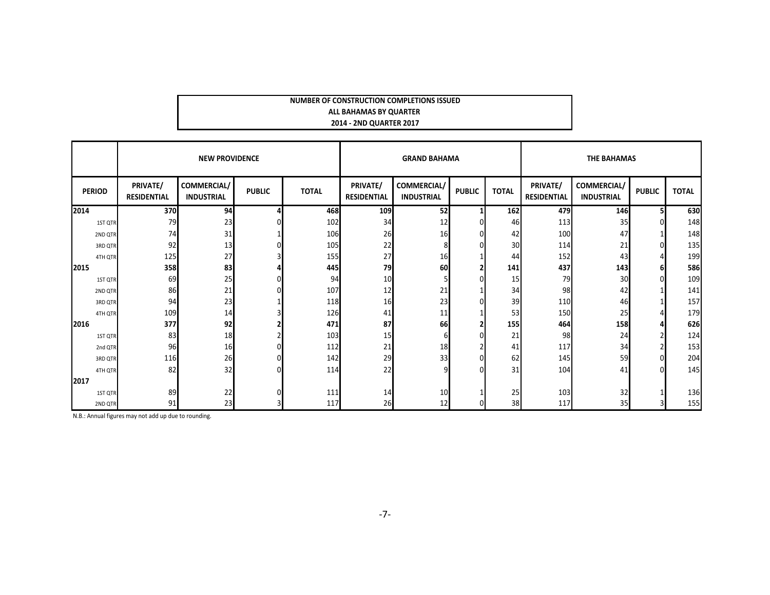**NUMBER OF CONSTRUCTION COMPLETIONS ISSUED**
**ALL BAHAMAS BY QUARTER**
**2014 - 2ND QUARTER 2017**

| | NEW PROVIDENCE | | | | GRAND BAHAMA | | | | THE BAHAMAS | | | |
|---|---|---|---|---|---|---|---|---|---|---|---|---|
| PERIOD | PRIVATE/ RESIDENTIAL | COMMERCIAL/ INDUSTRIAL | PUBLIC | TOTAL | PRIVATE/ RESIDENTIAL | COMMERCIAL/ INDUSTRIAL | PUBLIC | TOTAL | PRIVATE/ RESIDENTIAL | COMMERCIAL/ INDUSTRIAL | PUBLIC | TOTAL |
| **2014** | **370** | **94** | **4** | **468** | **109** | **52** | **1** | **162** | **479** | **146** | **5** | **630** |
| 1ST QTR | 79 | 23 | 0 | 102 | 34 | 12 | 0 | 46 | 113 | 35 | 0 | 148 |
| 2ND QTR | 74 | 31 | 1 | 106 | 26 | 16 | 0 | 42 | 100 | 47 | 1 | 148 |
| 3RD QTR | 92 | 13 | 0 | 105 | 22 | 8 | 0 | 30 | 114 | 21 | 0 | 135 |
| 4TH QTR | 125 | 27 | 3 | 155 | 27 | 16 | 1 | 44 | 152 | 43 | 4 | 199 |
| **2015** | **358** | **83** | **4** | **445** | **79** | **60** | **2** | **141** | **437** | **143** | **6** | **586** |
| 1ST QTR | 69 | 25 | 0 | 94 | 10 | 5 | 0 | 15 | 79 | 30 | 0 | 109 |
| 2ND QTR | 86 | 21 | 0 | 107 | 12 | 21 | 1 | 34 | 98 | 42 | 1 | 141 |
| 3RD QTR | 94 | 23 | 1 | 118 | 16 | 23 | 0 | 39 | 110 | 46 | 1 | 157 |
| 4TH QTR | 109 | 14 | 3 | 126 | 41 | 11 | 1 | 53 | 150 | 25 | 4 | 179 |
| **2016** | **377** | **92** | **2** | **471** | **87** | **66** | **2** | **155** | **464** | **158** | **4** | **626** |
| 1ST QTR | 83 | 18 | 2 | 103 | 15 | 6 | 0 | 21 | 98 | 24 | 2 | 124 |
| 2nd QTR | 96 | 16 | 0 | 112 | 21 | 18 | 2 | 41 | 117 | 34 | 2 | 153 |
| 3RD QTR | 116 | 26 | 0 | 142 | 29 | 33 | 0 | 62 | 145 | 59 | 0 | 204 |
| 4TH QTR | 82 | 32 | 0 | 114 | 22 | 9 | 0 | 31 | 104 | 41 | 0 | 145 |
| **2017** | | | | | | | | | | | | |
| 1ST QTR | 89 | 22 | 0 | 111 | 14 | 10 | 1 | 25 | 103 | 32 | 1 | 136 |
| 2ND QTR | 91 | 23 | 3 | 117 | 26 | 12 | 0 | 38 | 117 | 35 | 3 | 155 |

N.B.: Annual figures may not add up due to rounding.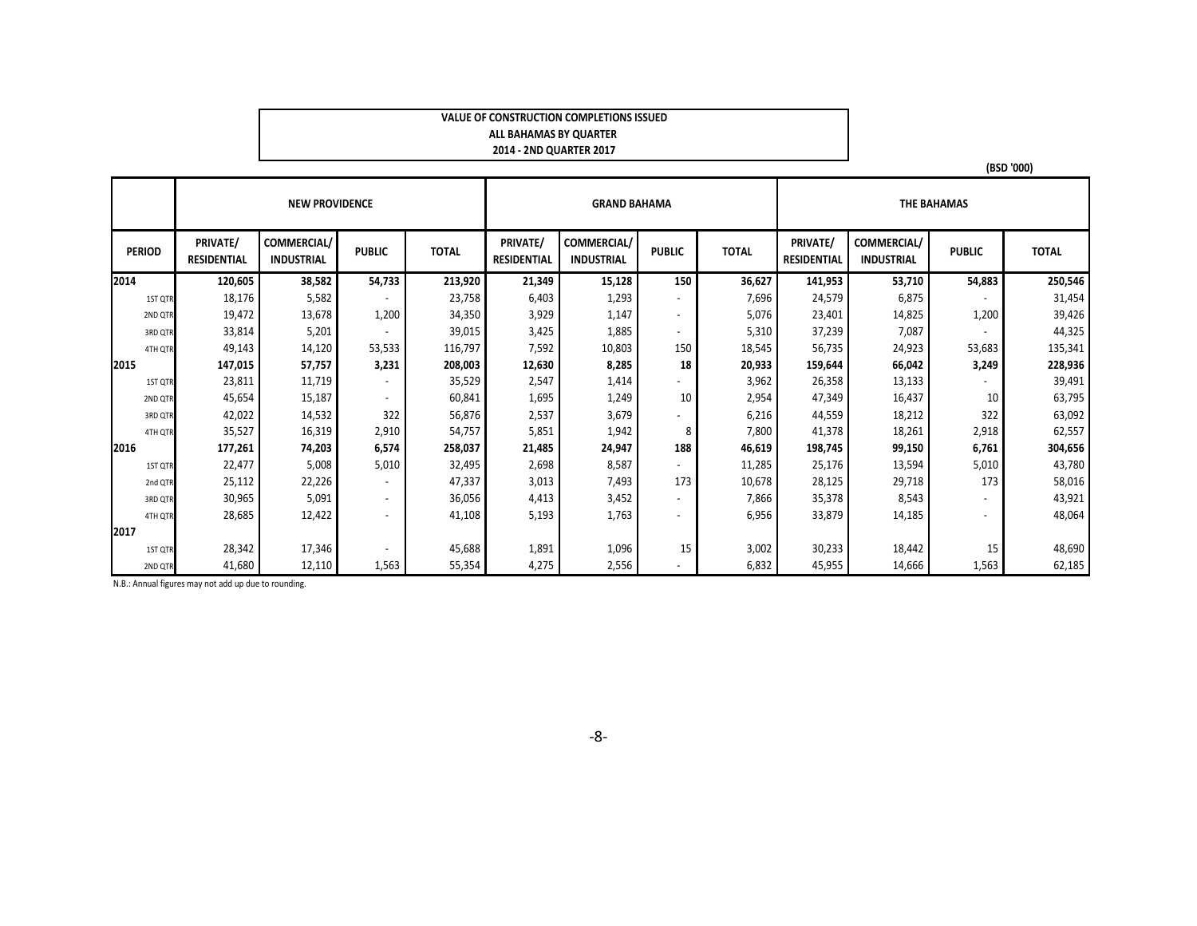**VALUE OF CONSTRUCTION COMPLETIONS ISSUED**
**ALL BAHAMAS BY QUARTER**
**2014 - 2ND QUARTER 2017**

(BSD '000)

| | NEW PROVIDENCE | | | | GRAND BAHAMA | | | | THE BAHAMAS | | | |
|---|---|---|---|---|---|---|---|---|---|---|---|---|
| PERIOD | PRIVATE/ RESIDENTIAL | COMMERCIAL/ INDUSTRIAL | PUBLIC | TOTAL | PRIVATE/ RESIDENTIAL | COMMERCIAL/ INDUSTRIAL | PUBLIC | TOTAL | PRIVATE/ RESIDENTIAL | COMMERCIAL/ INDUSTRIAL | PUBLIC | TOTAL |
| **2014** | **120,605** | **38,582** | **54,733** | **213,920** | **21,349** | **15,128** | **150** | **36,627** | **141,953** | **53,710** | **54,883** | **250,546** |
| 1ST QTR | 18,176 | 5,582 | - | 23,758 | 6,403 | 1,293 | - | 7,696 | 24,579 | 6,875 | - | 31,454 |
| 2ND QTR | 19,472 | 13,678 | 1,200 | 34,350 | 3,929 | 1,147 | - | 5,076 | 23,401 | 14,825 | 1,200 | 39,426 |
| 3RD QTR | 33,814 | 5,201 | - | 39,015 | 3,425 | 1,885 | - | 5,310 | 37,239 | 7,087 | - | 44,325 |
| 4TH QTR | 49,143 | 14,120 | 53,533 | 116,797 | 7,592 | 10,803 | 150 | 18,545 | 56,735 | 24,923 | 53,683 | 135,341 |
| **2015** | **147,015** | **57,757** | **3,231** | **208,003** | **12,630** | **8,285** | **18** | **20,933** | **159,644** | **66,042** | **3,249** | **228,936** |
| 1ST QTR | 23,811 | 11,719 | - | 35,529 | 2,547 | 1,414 | - | 3,962 | 26,358 | 13,133 | - | 39,491 |
| 2ND QTR | 45,654 | 15,187 | - | 60,841 | 1,695 | 1,249 | 10 | 2,954 | 47,349 | 16,437 | 10 | 63,795 |
| 3RD QTR | 42,022 | 14,532 | 322 | 56,876 | 2,537 | 3,679 | - | 6,216 | 44,559 | 18,212 | 322 | 63,092 |
| 4TH QTR | 35,527 | 16,319 | 2,910 | 54,757 | 5,851 | 1,942 | 8 | 7,800 | 41,378 | 18,261 | 2,918 | 62,557 |
| **2016** | **177,261** | **74,203** | **6,574** | **258,037** | **21,485** | **24,947** | **188** | **46,619** | **198,745** | **99,150** | **6,761** | **304,656** |
| 1ST QTR | 22,477 | 5,008 | 5,010 | 32,495 | 2,698 | 8,587 | - | 11,285 | 25,176 | 13,594 | 5,010 | 43,780 |
| 2nd QTR | 25,112 | 22,226 | - | 47,337 | 3,013 | 7,493 | 173 | 10,678 | 28,125 | 29,718 | 173 | 58,016 |
| 3RD QTR | 30,965 | 5,091 | - | 36,056 | 4,413 | 3,452 | - | 7,866 | 35,378 | 8,543 | - | 43,921 |
| 4TH QTR | 28,685 | 12,422 | - | 41,108 | 5,193 | 1,763 | - | 6,956 | 33,879 | 14,185 | - | 48,064 |
| **2017** | | | | | | | | | | | | |
| 1ST QTR | 28,342 | 17,346 | - | 45,688 | 1,891 | 1,096 | 15 | 3,002 | 30,233 | 18,442 | 15 | 48,690 |
| 2ND QTR | 41,680 | 12,110 | 1,563 | 55,354 | 4,275 | 2,556 | - | 6,832 | 45,955 | 14,666 | 1,563 | 62,185 |

N.B.: Annual figures may not add up due to rounding.